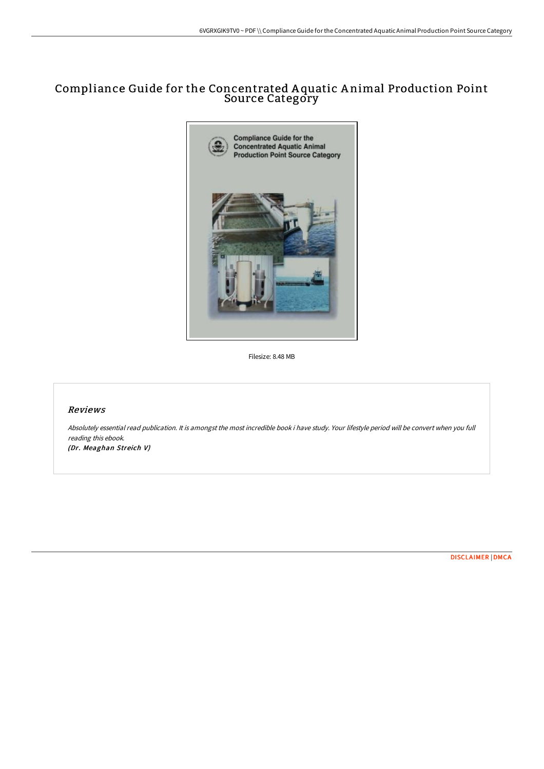# Compliance Guide for the Concentrated Aquatic Animal Production Point Source Category

Filesize: 8.48 MB

## *Reviews*

*Absolutely essential read publication. It is amongst the most incredible book i have study. Your lifestyle period will be convert when you full reading this ebook.*

*(Dr. Meaghan Streich V)*

DISCLAIMER | DMCA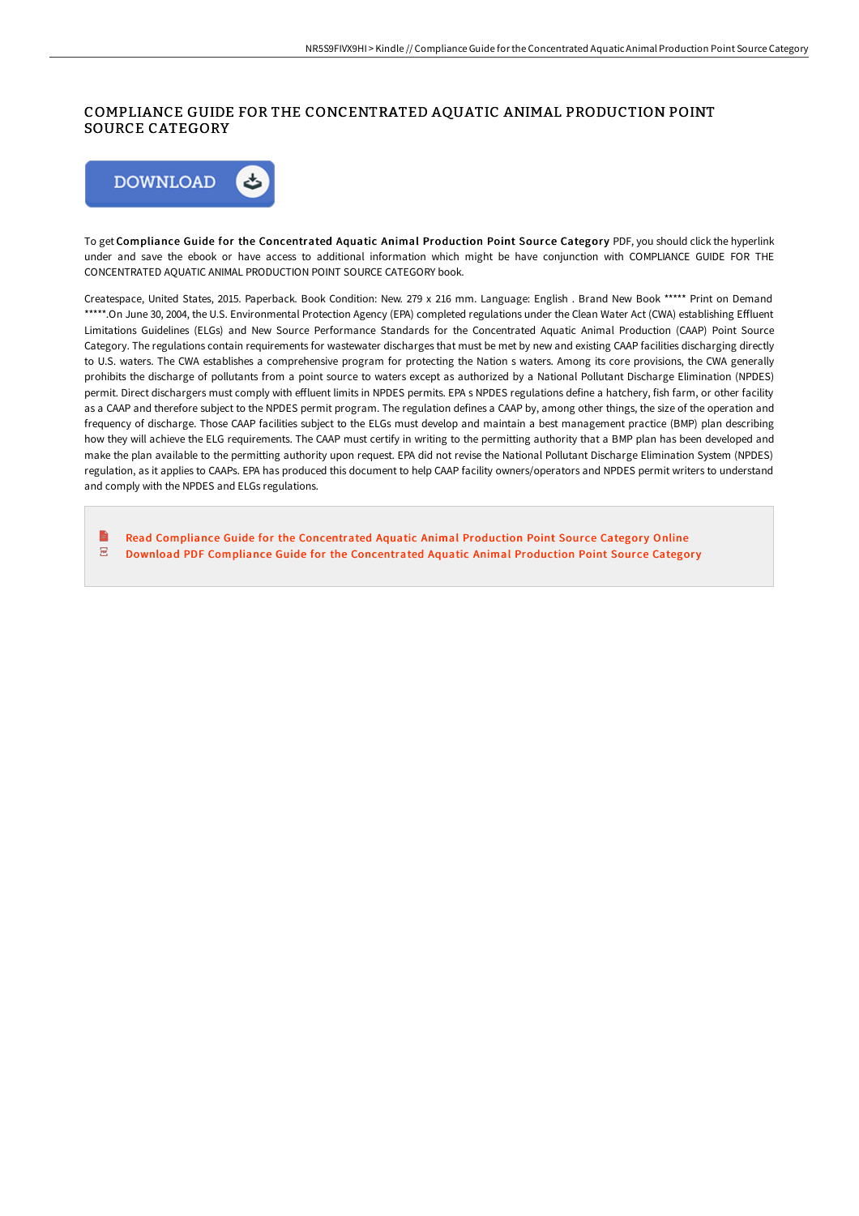# COMPLIANCE GUIDE FOR THE CONCENTRATED AQUATIC ANIMAL PRODUCTION POINT SOURCE CATEGORY

DOWNLOAD

To get **Compliance Guide for the Concentrated Aquatic Animal Production Point Source Category** PDF, you should click the hyperlink under and save the ebook or have access to additional information which might be have conjunction with COMPLIANCE GUIDE FOR THE CONCENTRATED AQUATIC ANIMAL PRODUCTION POINT SOURCE CATEGORY book.

Createspace, United States, 2015. Paperback. Book Condition: New. 279 x 216 mm. Language: English . Brand New Book ***** Print on Demand *****.On June 30, 2004, the U.S. Environmental Protection Agency (EPA) completed regulations under the Clean Water Act (CWA) establishing Effluent Limitations Guidelines (ELGs) and New Source Performance Standards for the Concentrated Aquatic Animal Production (CAAP) Point Source Category. The regulations contain requirements for wastewater discharges that must be met by new and existing CAAP facilities discharging directly to U.S. waters. The CWA establishes a comprehensive program for protecting the Nation s waters. Among its core provisions, the CWA generally prohibits the discharge of pollutants from a point source to waters except as authorized by a National Pollutant Discharge Elimination (NPDES) permit. Direct dischargers must comply with effluent limits in NPDES permits. EPA s NPDES regulations define a hatchery, fish farm, or other facility as a CAAP and therefore subject to the NPDES permit program. The regulation defines a CAAP by, among other things, the size of the operation and frequency of discharge. Those CAAP facilities subject to the ELGs must develop and maintain a best management practice (BMP) plan describing how they will achieve the ELG requirements. The CAAP must certify in writing to the permitting authority that a BMP plan has been developed and make the plan available to the permitting authority upon request. EPA did not revise the National Pollutant Discharge Elimination System (NPDES) regulation, as it applies to CAAPs. EPA has produced this document to help CAAP facility owners/operators and NPDES permit writers to understand and comply with the NPDES and ELGs regulations.

- Read Compliance Guide for the Concentrated Aquatic Animal Production Point Source Category Online
- Download PDF Compliance Guide for the Concentrated Aquatic Animal Production Point Source Category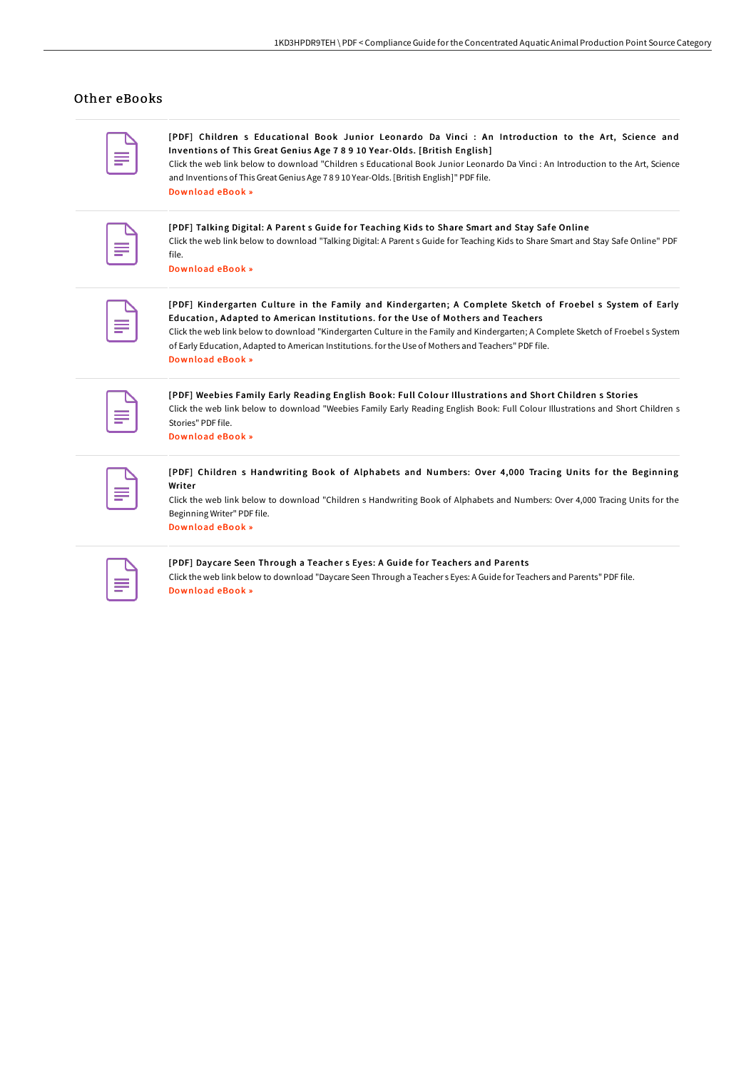## Other eBooks

[PDF] Children s Educational Book Junior Leonardo Da Vinci : An Introduction to the Art, Science and Inventions of This Great Genius Age 7 8 9 10 Year-Olds. [British English]

Click the web link below to download "Children s Educational Book Junior Leonardo Da Vinci : An Introduction to the Art, Science and Inventions of This Great Genius Age 7 8 9 10 Year-Olds. [British English]" PDF file.

Download eBook »

[PDF] Talking Digital: A Parent s Guide for Teaching Kids to Share Smart and Stay Safe Online

Click the web link below to download "Talking Digital: A Parent s Guide for Teaching Kids to Share Smart and Stay Safe Online" PDF file.

Download eBook »

[PDF] Kindergarten Culture in the Family and Kindergarten; A Complete Sketch of Froebel s System of Early Education, Adapted to American Institutions. for the Use of Mothers and Teachers

Click the web link below to download "Kindergarten Culture in the Family and Kindergarten; A Complete Sketch of Froebel s System of Early Education, Adapted to American Institutions. for the Use of Mothers and Teachers" PDF file.

Download eBook »

[PDF] Weebies Family Early Reading English Book: Full Colour Illustrations and Short Children s Stories

Click the web link below to download "Weebies Family Early Reading English Book: Full Colour Illustrations and Short Children s Stories" PDF file.

Download eBook »

[PDF] Children s Handwriting Book of Alphabets and Numbers: Over 4,000 Tracing Units for the Beginning Writer

Click the web link below to download "Children s Handwriting Book of Alphabets and Numbers: Over 4,000 Tracing Units for the Beginning Writer" PDF file.

Download eBook »

[PDF] Daycare Seen Through a Teacher s Eyes: A Guide for Teachers and Parents

Click the web link below to download "Daycare Seen Through a Teacher s Eyes: A Guide for Teachers and Parents" PDF file.

Download eBook »